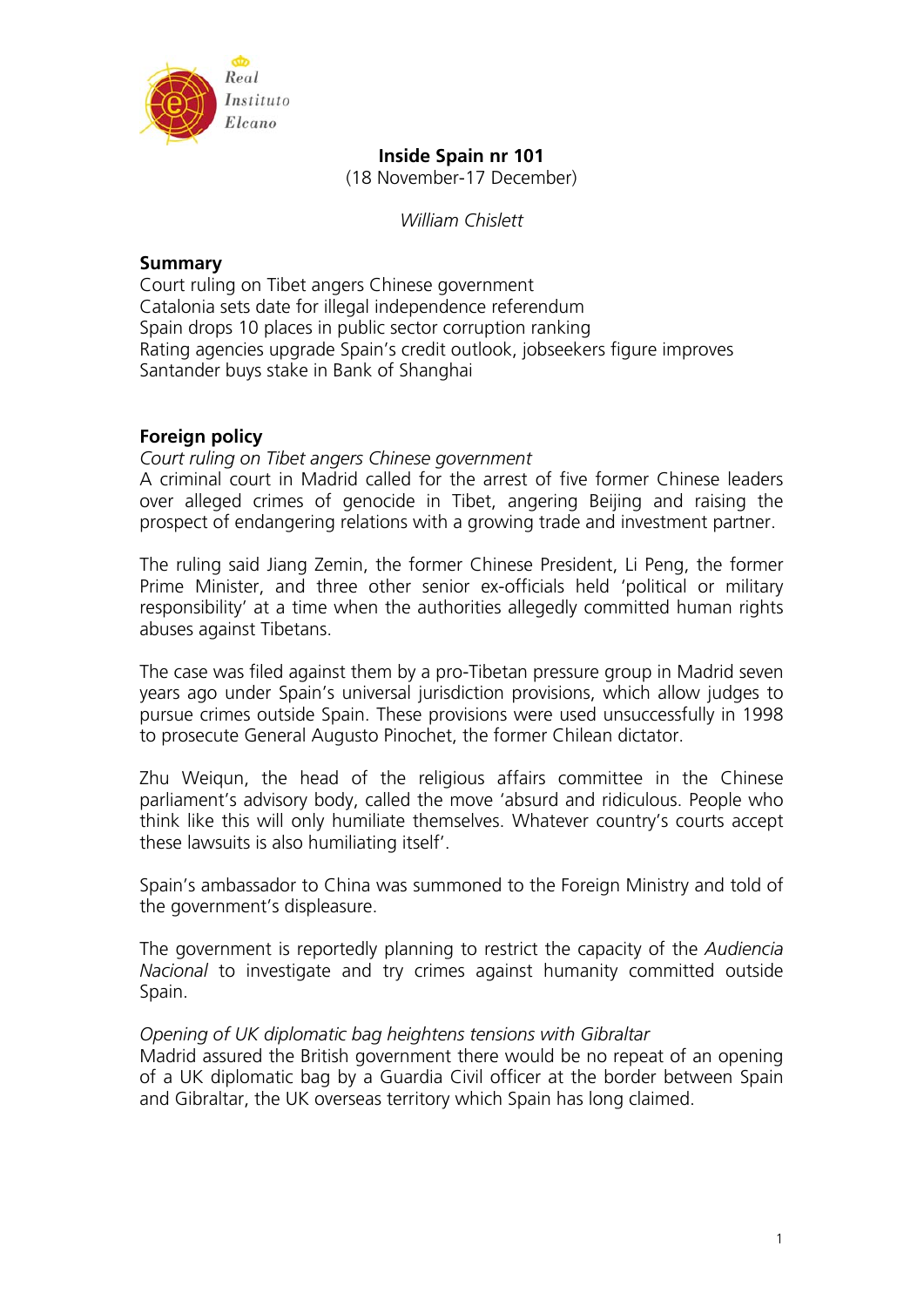# Inside Spain nr 101

(18 November-17 December)

*William Chislett*

## Summary

Court ruling on Tibet angers Chinese government
Catalonia sets date for illegal independence referendum
Spain drops 10 places in public sector corruption ranking
Rating agencies upgrade Spain's credit outlook, jobseekers figure improves
Santander buys stake in Bank of Shanghai

## Foreign policy

*Court ruling on Tibet angers Chinese government*

A criminal court in Madrid called for the arrest of five former Chinese leaders over alleged crimes of genocide in Tibet, angering Beijing and raising the prospect of endangering relations with a growing trade and investment partner.

The ruling said Jiang Zemin, the former Chinese President, Li Peng, the former Prime Minister, and three other senior ex-officials held 'political or military responsibility' at a time when the authorities allegedly committed human rights abuses against Tibetans.

The case was filed against them by a pro-Tibetan pressure group in Madrid seven years ago under Spain's universal jurisdiction provisions, which allow judges to pursue crimes outside Spain. These provisions were used unsuccessfully in 1998 to prosecute General Augusto Pinochet, the former Chilean dictator.

Zhu Weiqun, the head of the religious affairs committee in the Chinese parliament's advisory body, called the move 'absurd and ridiculous. People who think like this will only humiliate themselves. Whatever country's courts accept these lawsuits is also humiliating itself'.

Spain's ambassador to China was summoned to the Foreign Ministry and told of the government's displeasure.

The government is reportedly planning to restrict the capacity of the *Audiencia Nacional* to investigate and try crimes against humanity committed outside Spain.

*Opening of UK diplomatic bag heightens tensions with Gibraltar*

Madrid assured the British government there would be no repeat of an opening of a UK diplomatic bag by a Guardia Civil officer at the border between Spain and Gibraltar, the UK overseas territory which Spain has long claimed.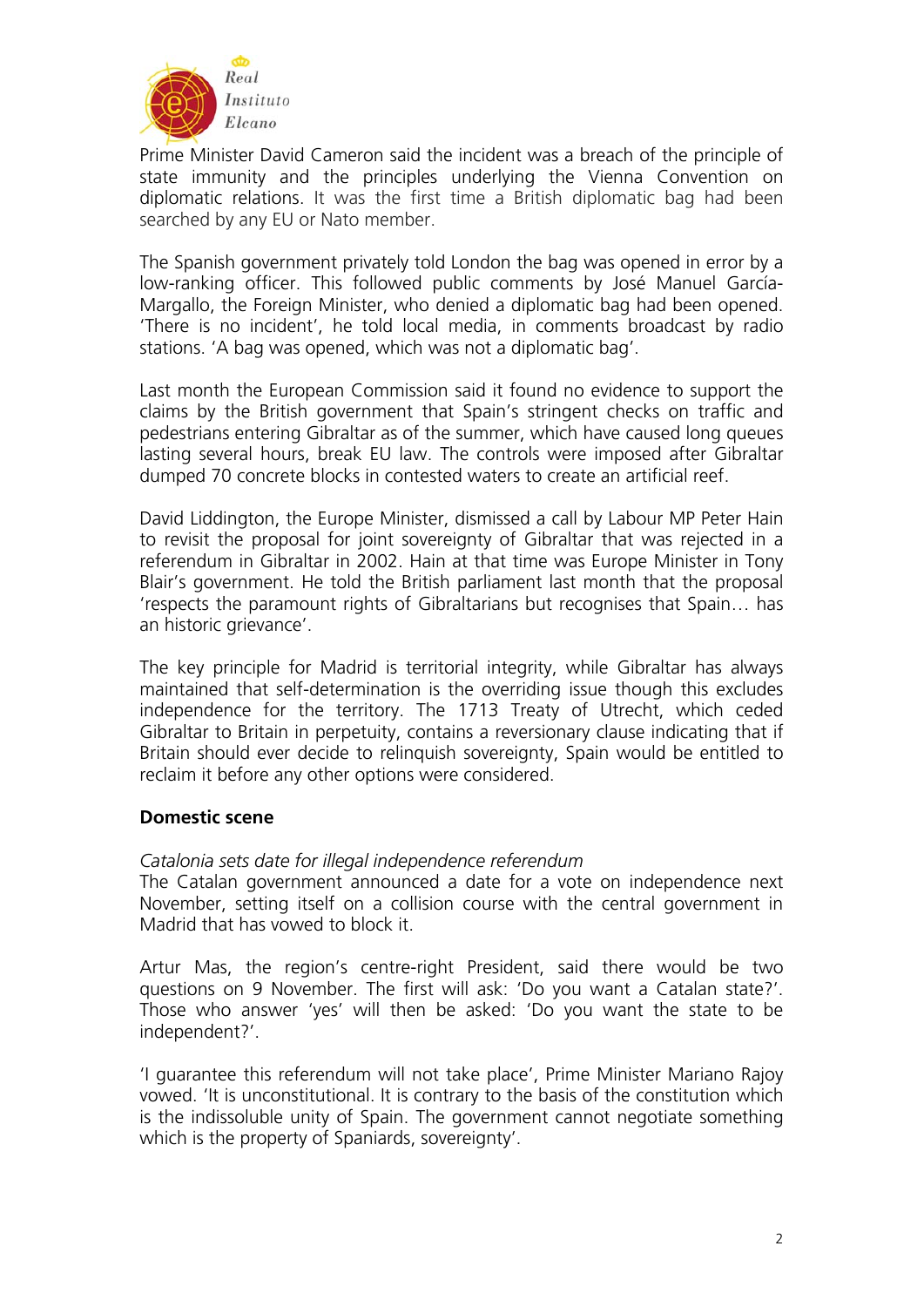Prime Minister David Cameron said the incident was a breach of the principle of state immunity and the principles underlying the Vienna Convention on diplomatic relations. It was the first time a British diplomatic bag had been searched by any EU or Nato member.

The Spanish government privately told London the bag was opened in error by a low-ranking officer. This followed public comments by José Manuel García-Margallo, the Foreign Minister, who denied a diplomatic bag had been opened. 'There is no incident', he told local media, in comments broadcast by radio stations. 'A bag was opened, which was not a diplomatic bag'.

Last month the European Commission said it found no evidence to support the claims by the British government that Spain's stringent checks on traffic and pedestrians entering Gibraltar as of the summer, which have caused long queues lasting several hours, break EU law. The controls were imposed after Gibraltar dumped 70 concrete blocks in contested waters to create an artificial reef.

David Liddington, the Europe Minister, dismissed a call by Labour MP Peter Hain to revisit the proposal for joint sovereignty of Gibraltar that was rejected in a referendum in Gibraltar in 2002. Hain at that time was Europe Minister in Tony Blair's government. He told the British parliament last month that the proposal 'respects the paramount rights of Gibraltarians but recognises that Spain… has an historic grievance'.

The key principle for Madrid is territorial integrity, while Gibraltar has always maintained that self-determination is the overriding issue though this excludes independence for the territory. The 1713 Treaty of Utrecht, which ceded Gibraltar to Britain in perpetuity, contains a reversionary clause indicating that if Britain should ever decide to relinquish sovereignty, Spain would be entitled to reclaim it before any other options were considered.

## Domestic scene

*Catalonia sets date for illegal independence referendum*

The Catalan government announced a date for a vote on independence next November, setting itself on a collision course with the central government in Madrid that has vowed to block it.

Artur Mas, the region's centre-right President, said there would be two questions on 9 November. The first will ask: 'Do you want a Catalan state?'. Those who answer 'yes' will then be asked: 'Do you want the state to be independent?'.

'I guarantee this referendum will not take place', Prime Minister Mariano Rajoy vowed. 'It is unconstitutional. It is contrary to the basis of the constitution which is the indissoluble unity of Spain. The government cannot negotiate something which is the property of Spaniards, sovereignty'.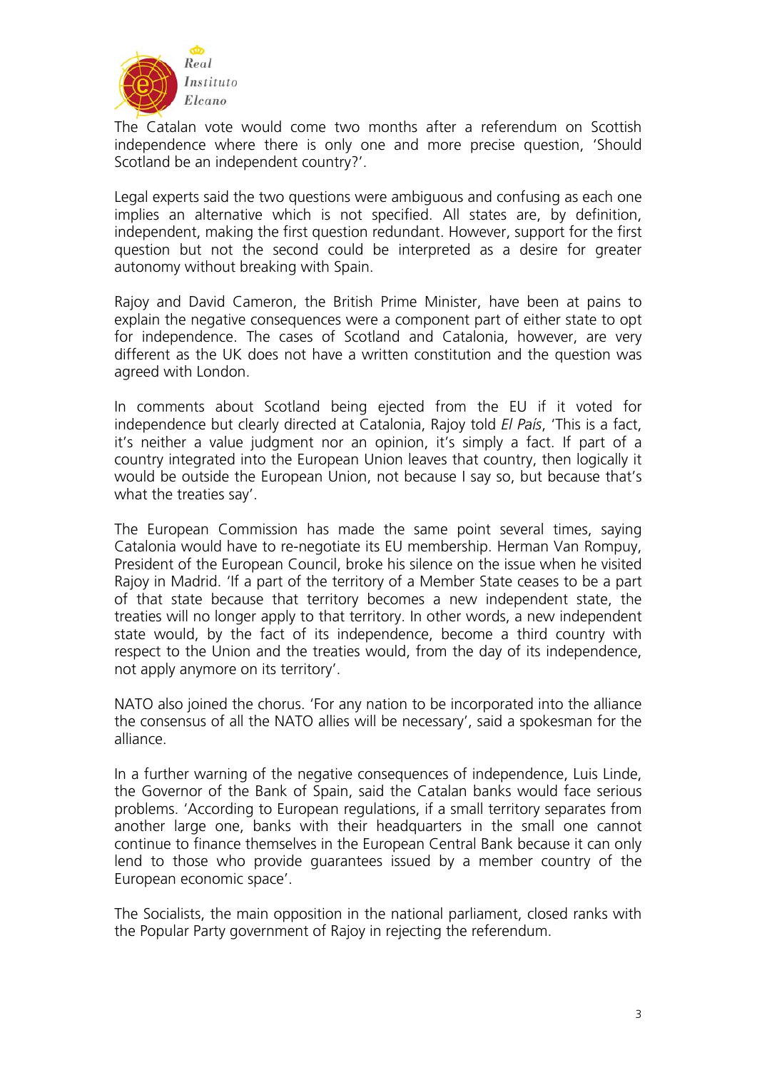The Catalan vote would come two months after a referendum on Scottish independence where there is only one and more precise question, 'Should Scotland be an independent country?'.

Legal experts said the two questions were ambiguous and confusing as each one implies an alternative which is not specified. All states are, by definition, independent, making the first question redundant. However, support for the first question but not the second could be interpreted as a desire for greater autonomy without breaking with Spain.

Rajoy and David Cameron, the British Prime Minister, have been at pains to explain the negative consequences were a component part of either state to opt for independence. The cases of Scotland and Catalonia, however, are very different as the UK does not have a written constitution and the question was agreed with London.

In comments about Scotland being ejected from the EU if it voted for independence but clearly directed at Catalonia, Rajoy told *El País*, 'This is a fact, it's neither a value judgment nor an opinion, it's simply a fact. If part of a country integrated into the European Union leaves that country, then logically it would be outside the European Union, not because I say so, but because that's what the treaties say'.

The European Commission has made the same point several times, saying Catalonia would have to re-negotiate its EU membership. Herman Van Rompuy, President of the European Council, broke his silence on the issue when he visited Rajoy in Madrid. 'If a part of the territory of a Member State ceases to be a part of that state because that territory becomes a new independent state, the treaties will no longer apply to that territory. In other words, a new independent state would, by the fact of its independence, become a third country with respect to the Union and the treaties would, from the day of its independence, not apply anymore on its territory'.

NATO also joined the chorus. 'For any nation to be incorporated into the alliance the consensus of all the NATO allies will be necessary', said a spokesman for the alliance.

In a further warning of the negative consequences of independence, Luis Linde, the Governor of the Bank of Spain, said the Catalan banks would face serious problems. 'According to European regulations, if a small territory separates from another large one, banks with their headquarters in the small one cannot continue to finance themselves in the European Central Bank because it can only lend to those who provide guarantees issued by a member country of the European economic space'.

The Socialists, the main opposition in the national parliament, closed ranks with the Popular Party government of Rajoy in rejecting the referendum.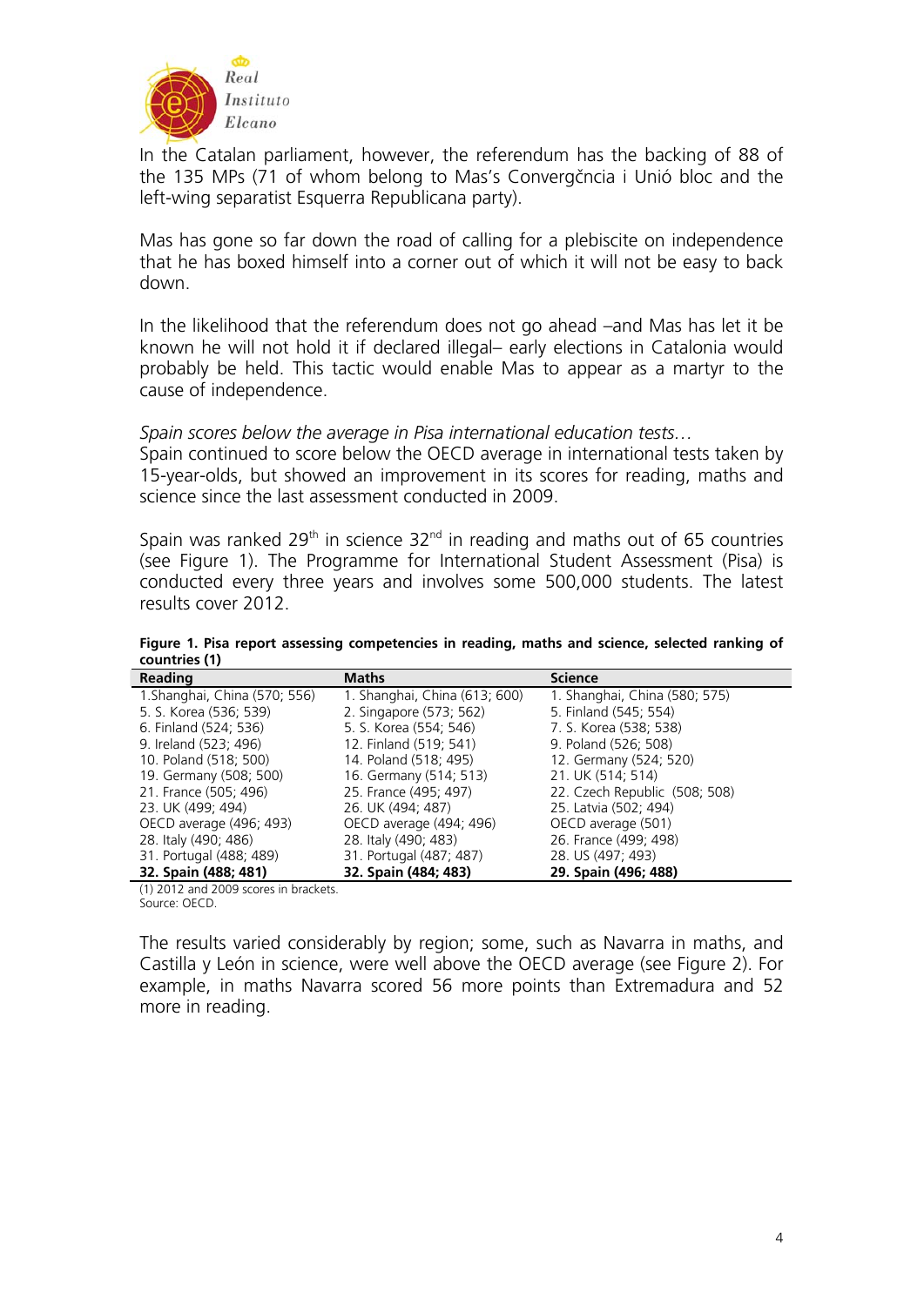In the Catalan parliament, however, the referendum has the backing of 88 of the 135 MPs (71 of whom belong to Mas's Convergčncia i Unió bloc and the left-wing separatist Esquerra Republicana party).

Mas has gone so far down the road of calling for a plebiscite on independence that he has boxed himself into a corner out of which it will not be easy to back down.

In the likelihood that the referendum does not go ahead –and Mas has let it be known he will not hold it if declared illegal– early elections in Catalonia would probably be held. This tactic would enable Mas to appear as a martyr to the cause of independence.

*Spain scores below the average in Pisa international education tests…*

Spain continued to score below the OECD average in international tests taken by 15-year-olds, but showed an improvement in its scores for reading, maths and science since the last assessment conducted in 2009.

Spain was ranked 29th in science 32nd in reading and maths out of 65 countries (see Figure 1). The Programme for International Student Assessment (Pisa) is conducted every three years and involves some 500,000 students. The latest results cover 2012.

**Figure 1. Pisa report assessing competencies in reading, maths and science, selected ranking of countries (1)**

| Reading | Maths | Science |
|---|---|---|
| 1.Shanghai, China (570; 556) | 1. Shanghai, China (613; 600) | 1. Shanghai, China (580; 575) |
| 5. S. Korea (536; 539) | 2. Singapore (573; 562) | 5. Finland (545; 554) |
| 6. Finland (524; 536) | 5. S. Korea (554; 546) | 7. S. Korea (538; 538) |
| 9. Ireland (523; 496) | 12. Finland (519; 541) | 9. Poland (526; 508) |
| 10. Poland (518; 500) | 14. Poland (518; 495) | 12. Germany (524; 520) |
| 19. Germany (508; 500) | 16. Germany (514; 513) | 21. UK (514; 514) |
| 21. France (505; 496) | 25. France (495; 497) | 22. Czech Republic (508; 508) |
| 23. UK (499; 494) | 26. UK (494; 487) | 25. Latvia (502; 494) |
| OECD average (496; 493) | OECD average (494; 496) | OECD average (501) |
| 28. Italy (490; 486) | 28. Italy (490; 483) | 26. France (499; 498) |
| 31. Portugal (488; 489) | 31. Portugal (487; 487) | 28. US (497; 493) |
| **32. Spain (488; 481)** | **32. Spain (484; 483)** | **29. Spain (496; 488)** |

(1) 2012 and 2009 scores in brackets.
Source: OECD.

The results varied considerably by region; some, such as Navarra in maths, and Castilla y León in science, were well above the OECD average (see Figure 2). For example, in maths Navarra scored 56 more points than Extremadura and 52 more in reading.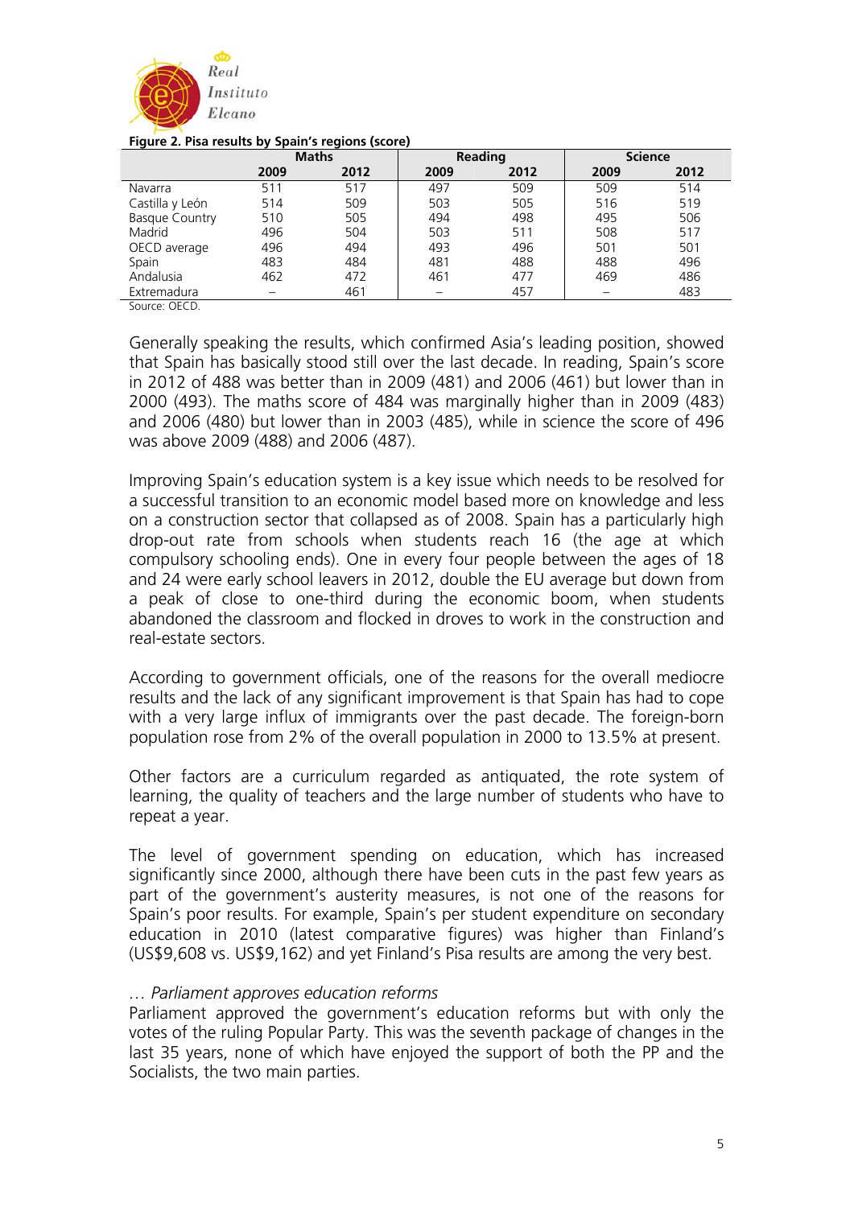**Figure 2. Pisa results by Spain's regions (score)**

| | Maths | | Reading | | Science | |
|---|---|---|---|---|---|---|
| | 2009 | 2012 | 2009 | 2012 | 2009 | 2012 |
| Navarra | 511 | 517 | 497 | 509 | 509 | 514 |
| Castilla y León | 514 | 509 | 503 | 505 | 516 | 519 |
| Basque Country | 510 | 505 | 494 | 498 | 495 | 506 |
| Madrid | 496 | 504 | 503 | 511 | 508 | 517 |
| OECD average | 496 | 494 | 493 | 496 | 501 | 501 |
| Spain | 483 | 484 | 481 | 488 | 488 | 496 |
| Andalusia | 462 | 472 | 461 | 477 | 469 | 486 |
| Extremadura | – | 461 | – | 457 | – | 483 |

Source: OECD.

Generally speaking the results, which confirmed Asia's leading position, showed that Spain has basically stood still over the last decade. In reading, Spain's score in 2012 of 488 was better than in 2009 (481) and 2006 (461) but lower than in 2000 (493). The maths score of 484 was marginally higher than in 2009 (483) and 2006 (480) but lower than in 2003 (485), while in science the score of 496 was above 2009 (488) and 2006 (487).

Improving Spain's education system is a key issue which needs to be resolved for a successful transition to an economic model based more on knowledge and less on a construction sector that collapsed as of 2008. Spain has a particularly high drop-out rate from schools when students reach 16 (the age at which compulsory schooling ends). One in every four people between the ages of 18 and 24 were early school leavers in 2012, double the EU average but down from a peak of close to one-third during the economic boom, when students abandoned the classroom and flocked in droves to work in the construction and real-estate sectors.

According to government officials, one of the reasons for the overall mediocre results and the lack of any significant improvement is that Spain has had to cope with a very large influx of immigrants over the past decade. The foreign-born population rose from 2% of the overall population in 2000 to 13.5% at present.

Other factors are a curriculum regarded as antiquated, the rote system of learning, the quality of teachers and the large number of students who have to repeat a year.

The level of government spending on education, which has increased significantly since 2000, although there have been cuts in the past few years as part of the government's austerity measures, is not one of the reasons for Spain's poor results. For example, Spain's per student expenditure on secondary education in 2010 (latest comparative figures) was higher than Finland's (US$9,608 vs. US$9,162) and yet Finland's Pisa results are among the very best.

*… Parliament approves education reforms*

Parliament approved the government's education reforms but with only the votes of the ruling Popular Party. This was the seventh package of changes in the last 35 years, none of which have enjoyed the support of both the PP and the Socialists, the two main parties.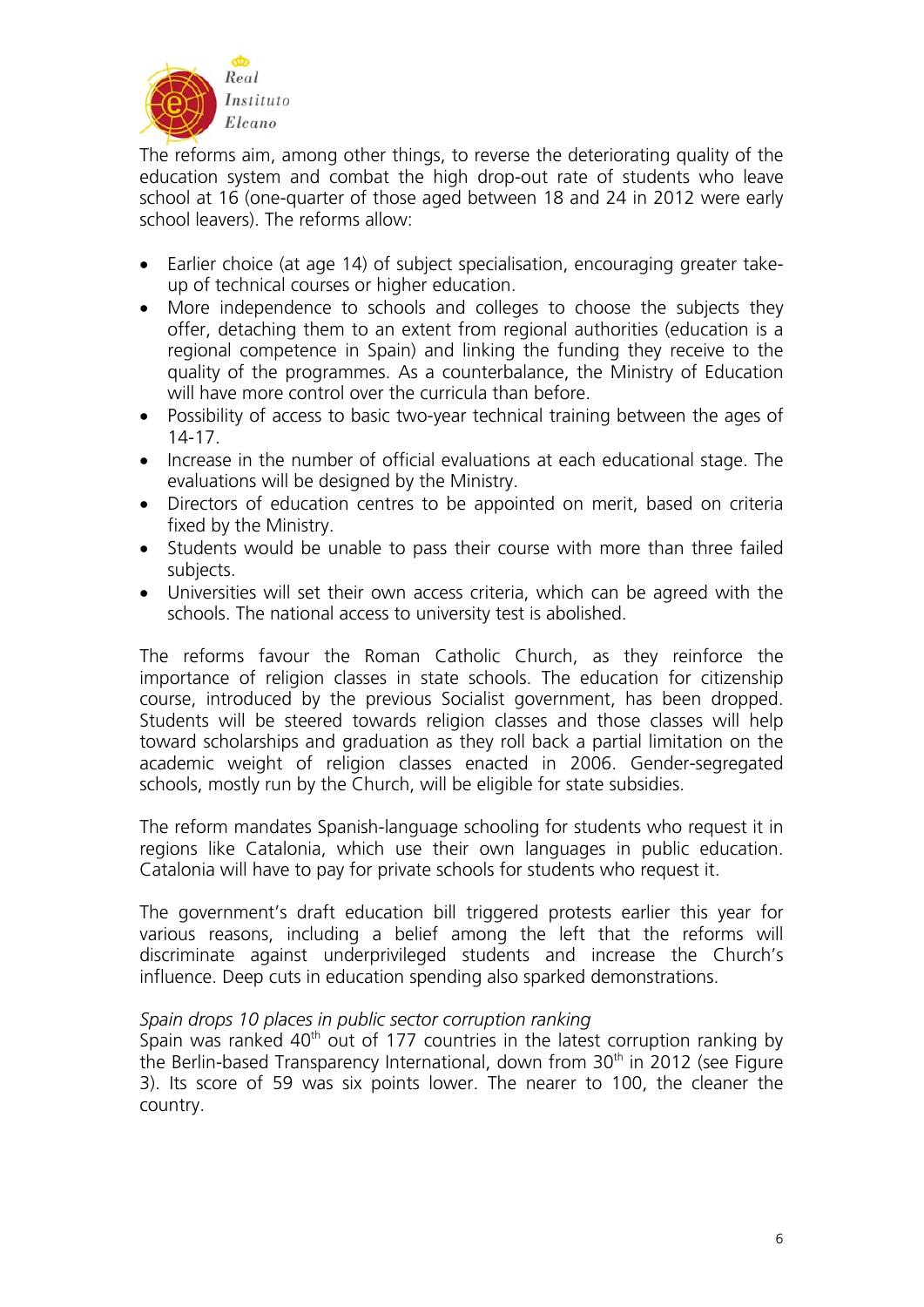The reforms aim, among other things, to reverse the deteriorating quality of the education system and combat the high drop-out rate of students who leave school at 16 (one-quarter of those aged between 18 and 24 in 2012 were early school leavers). The reforms allow:

- Earlier choice (at age 14) of subject specialisation, encouraging greater take-up of technical courses or higher education.
- More independence to schools and colleges to choose the subjects they offer, detaching them to an extent from regional authorities (education is a regional competence in Spain) and linking the funding they receive to the quality of the programmes. As a counterbalance, the Ministry of Education will have more control over the curricula than before.
- Possibility of access to basic two-year technical training between the ages of 14-17.
- Increase in the number of official evaluations at each educational stage. The evaluations will be designed by the Ministry.
- Directors of education centres to be appointed on merit, based on criteria fixed by the Ministry.
- Students would be unable to pass their course with more than three failed subjects.
- Universities will set their own access criteria, which can be agreed with the schools. The national access to university test is abolished.

The reforms favour the Roman Catholic Church, as they reinforce the importance of religion classes in state schools. The education for citizenship course, introduced by the previous Socialist government, has been dropped. Students will be steered towards religion classes and those classes will help toward scholarships and graduation as they roll back a partial limitation on the academic weight of religion classes enacted in 2006. Gender-segregated schools, mostly run by the Church, will be eligible for state subsidies.

The reform mandates Spanish-language schooling for students who request it in regions like Catalonia, which use their own languages in public education. Catalonia will have to pay for private schools for students who request it.

The government's draft education bill triggered protests earlier this year for various reasons, including a belief among the left that the reforms will discriminate against underprivileged students and increase the Church's influence. Deep cuts in education spending also sparked demonstrations.

*Spain drops 10 places in public sector corruption ranking*

Spain was ranked 40th out of 177 countries in the latest corruption ranking by the Berlin-based Transparency International, down from 30th in 2012 (see Figure 3). Its score of 59 was six points lower. The nearer to 100, the cleaner the country.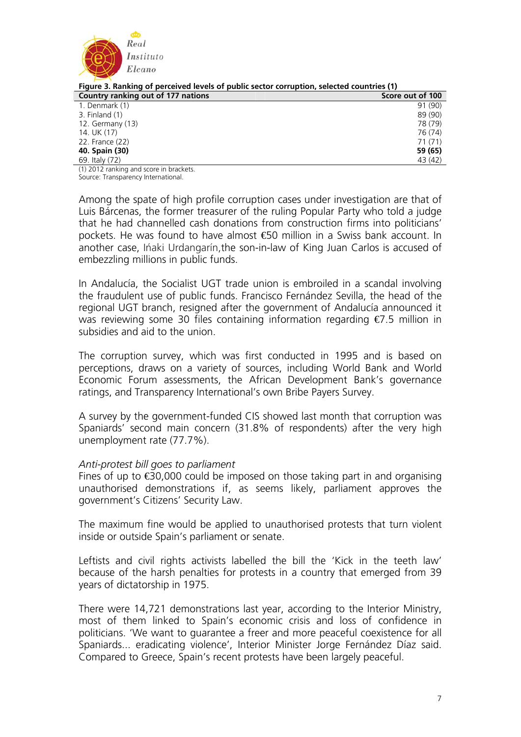**Figure 3. Ranking of perceived levels of public sector corruption, selected countries (1)**

| Country ranking out of 177 nations | Score out of 100 |
|---|---|
| 1. Denmark (1) | 91 (90) |
| 3. Finland (1) | 89 (90) |
| 12. Germany (13) | 78 (79) |
| 14. UK (17) | 76 (74) |
| 22. France (22) | 71 (71) |
| **40. Spain (30)** | **59 (65)** |
| 69. Italy (72) | 43 (42) |

(1) 2012 ranking and score in brackets.
Source: Transparency International.

Among the spate of high profile corruption cases under investigation are that of Luis Bárcenas, the former treasurer of the ruling Popular Party who told a judge that he had channelled cash donations from construction firms into politicians' pockets. He was found to have almost €50 million in a Swiss bank account. In another case, Ińaki Urdangarín,the son-in-law of King Juan Carlos is accused of embezzling millions in public funds.

In Andalucía, the Socialist UGT trade union is embroiled in a scandal involving the fraudulent use of public funds. Francisco Fernández Sevilla, the head of the regional UGT branch, resigned after the government of Andalucía announced it was reviewing some 30 files containing information regarding €7.5 million in subsidies and aid to the union.

The corruption survey, which was first conducted in 1995 and is based on perceptions, draws on a variety of sources, including World Bank and World Economic Forum assessments, the African Development Bank's governance ratings, and Transparency International's own Bribe Payers Survey.

A survey by the government-funded CIS showed last month that corruption was Spaniards' second main concern (31.8% of respondents) after the very high unemployment rate (77.7%).

*Anti-protest bill goes to parliament*

Fines of up to €30,000 could be imposed on those taking part in and organising unauthorised demonstrations if, as seems likely, parliament approves the government's Citizens' Security Law.

The maximum fine would be applied to unauthorised protests that turn violent inside or outside Spain's parliament or senate.

Leftists and civil rights activists labelled the bill the 'Kick in the teeth law' because of the harsh penalties for protests in a country that emerged from 39 years of dictatorship in 1975.

There were 14,721 demonstrations last year, according to the Interior Ministry, most of them linked to Spain's economic crisis and loss of confidence in politicians. 'We want to guarantee a freer and more peaceful coexistence for all Spaniards... eradicating violence', Interior Minister Jorge Fernández Díaz said. Compared to Greece, Spain's recent protests have been largely peaceful.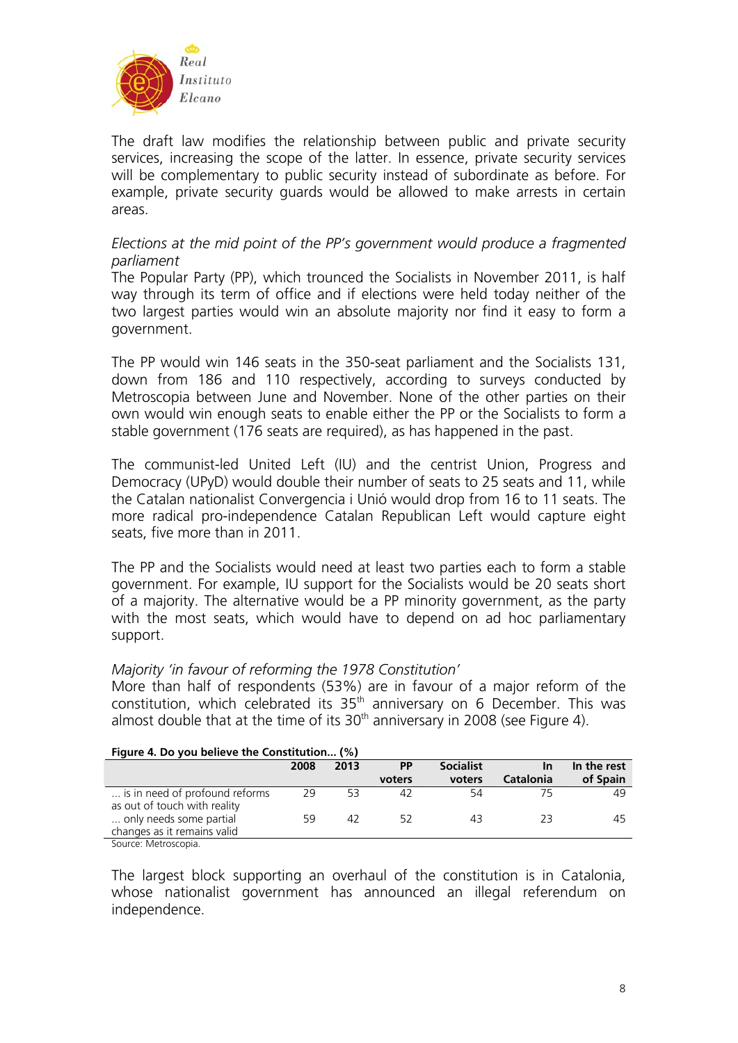The draft law modifies the relationship between public and private security services, increasing the scope of the latter. In essence, private security services will be complementary to public security instead of subordinate as before. For example, private security guards would be allowed to make arrests in certain areas.

*Elections at the mid point of the PP's government would produce a fragmented parliament*

The Popular Party (PP), which trounced the Socialists in November 2011, is half way through its term of office and if elections were held today neither of the two largest parties would win an absolute majority nor find it easy to form a government.

The PP would win 146 seats in the 350-seat parliament and the Socialists 131, down from 186 and 110 respectively, according to surveys conducted by Metroscopia between June and November. None of the other parties on their own would win enough seats to enable either the PP or the Socialists to form a stable government (176 seats are required), as has happened in the past.

The communist-led United Left (IU) and the centrist Union, Progress and Democracy (UPyD) would double their number of seats to 25 seats and 11, while the Catalan nationalist Convergencia i Unió would drop from 16 to 11 seats. The more radical pro-independence Catalan Republican Left would capture eight seats, five more than in 2011.

The PP and the Socialists would need at least two parties each to form a stable government. For example, IU support for the Socialists would be 20 seats short of a majority. The alternative would be a PP minority government, as the party with the most seats, which would have to depend on ad hoc parliamentary support.

*Majority 'in favour of reforming the 1978 Constitution'*

More than half of respondents (53%) are in favour of a major reform of the constitution, which celebrated its 35th anniversary on 6 December. This was almost double that at the time of its 30th anniversary in 2008 (see Figure 4).

**Figure 4. Do you believe the Constitution... (%)**

| | 2008 | 2013 | PP voters | Socialist voters | In Catalonia | In the rest of Spain |
|---|---|---|---|---|---|---|
| ... is in need of profound reforms as out of touch with reality | 29 | 53 | 42 | 54 | 75 | 49 |
| ... only needs some partial changes as it remains valid | 59 | 42 | 52 | 43 | 23 | 45 |

Source: Metroscopia.

The largest block supporting an overhaul of the constitution is in Catalonia, whose nationalist government has announced an illegal referendum on independence.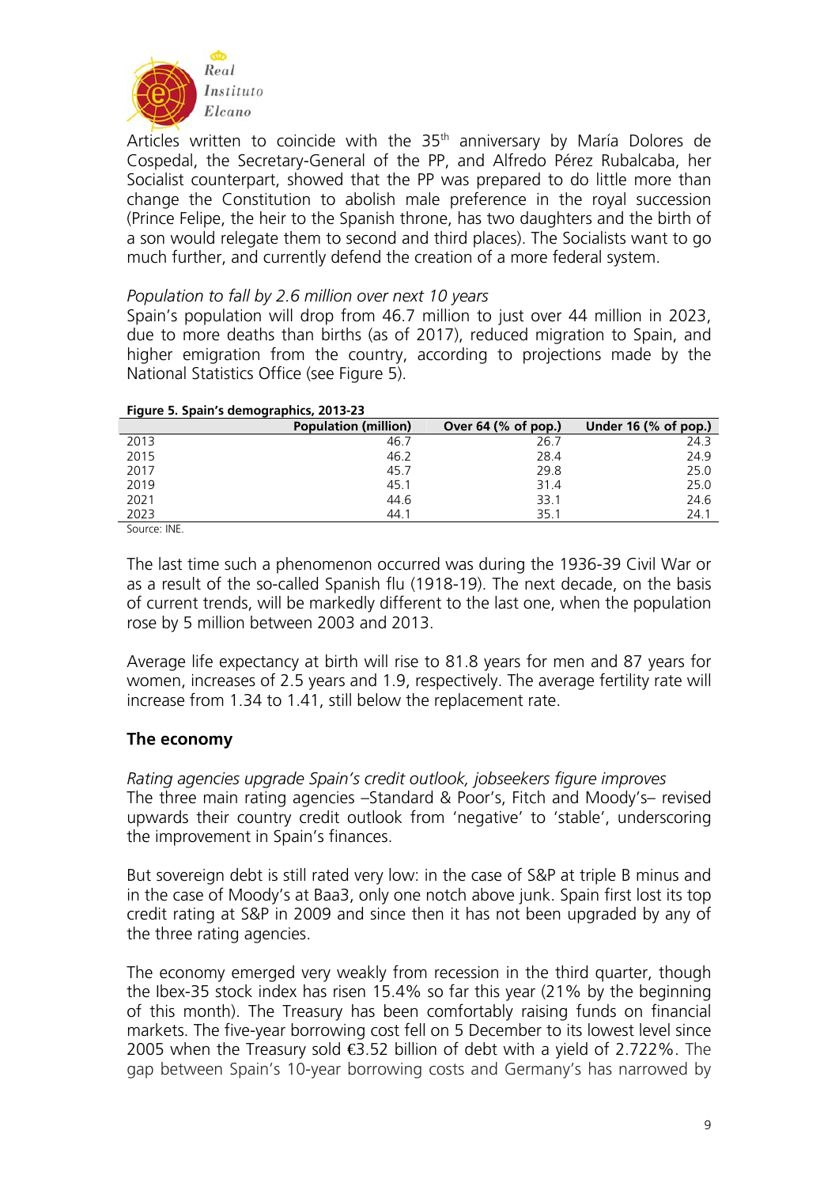Articles written to coincide with the 35th anniversary by María Dolores de Cospedal, the Secretary-General of the PP, and Alfredo Pérez Rubalcaba, her Socialist counterpart, showed that the PP was prepared to do little more than change the Constitution to abolish male preference in the royal succession (Prince Felipe, the heir to the Spanish throne, has two daughters and the birth of a son would relegate them to second and third places). The Socialists want to go much further, and currently defend the creation of a more federal system.

*Population to fall by 2.6 million over next 10 years*

Spain's population will drop from 46.7 million to just over 44 million in 2023, due to more deaths than births (as of 2017), reduced migration to Spain, and higher emigration from the country, according to projections made by the National Statistics Office (see Figure 5).

**Figure 5. Spain's demographics, 2013-23**

| | Population (million) | Over 64 (% of pop.) | Under 16 (% of pop.) |
|---|---|---|---|
| 2013 | 46.7 | 26.7 | 24.3 |
| 2015 | 46.2 | 28.4 | 24.9 |
| 2017 | 45.7 | 29.8 | 25.0 |
| 2019 | 45.1 | 31.4 | 25.0 |
| 2021 | 44.6 | 33.1 | 24.6 |
| 2023 | 44.1 | 35.1 | 24.1 |

Source: INE.

The last time such a phenomenon occurred was during the 1936-39 Civil War or as a result of the so-called Spanish flu (1918-19). The next decade, on the basis of current trends, will be markedly different to the last one, when the population rose by 5 million between 2003 and 2013.

Average life expectancy at birth will rise to 81.8 years for men and 87 years for women, increases of 2.5 years and 1.9, respectively. The average fertility rate will increase from 1.34 to 1.41, still below the replacement rate.

## The economy

*Rating agencies upgrade Spain's credit outlook, jobseekers figure improves*

The three main rating agencies –Standard & Poor's, Fitch and Moody's– revised upwards their country credit outlook from 'negative' to 'stable', underscoring the improvement in Spain's finances.

But sovereign debt is still rated very low: in the case of S&P at triple B minus and in the case of Moody's at Baa3, only one notch above junk. Spain first lost its top credit rating at S&P in 2009 and since then it has not been upgraded by any of the three rating agencies.

The economy emerged very weakly from recession in the third quarter, though the Ibex-35 stock index has risen 15.4% so far this year (21% by the beginning of this month). The Treasury has been comfortably raising funds on financial markets. The five-year borrowing cost fell on 5 December to its lowest level since 2005 when the Treasury sold €3.52 billion of debt with a yield of 2.722%. The gap between Spain's 10-year borrowing costs and Germany's has narrowed by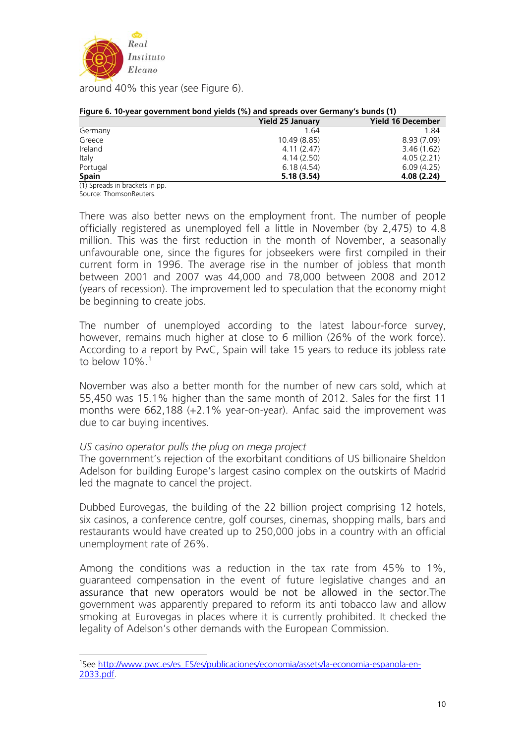around 40% this year (see Figure 6).

**Figure 6. 10-year government bond yields (%) and spreads over Germany's bunds (1)**

| | Yield 25 January | Yield 16 December |
|---|---|---|
| Germany | 1.64 | 1.84 |
| Greece | 10.49 (8.85) | 8.93 (7.09) |
| Ireland | 4.11 (2.47) | 3.46 (1.62) |
| Italy | 4.14 (2.50) | 4.05 (2.21) |
| Portugal | 6.18 (4.54) | 6.09 (4.25) |
| **Spain** | **5.18 (3.54)** | **4.08 (2.24)** |

(1) Spreads in brackets in pp.
Source: ThomsonReuters.

There was also better news on the employment front. The number of people officially registered as unemployed fell a little in November (by 2,475) to 4.8 million. This was the first reduction in the month of November, a seasonally unfavourable one, since the figures for jobseekers were first compiled in their current form in 1996. The average rise in the number of jobless that month between 2001 and 2007 was 44,000 and 78,000 between 2008 and 2012 (years of recession). The improvement led to speculation that the economy might be beginning to create jobs.

The number of unemployed according to the latest labour-force survey, however, remains much higher at close to 6 million (26% of the work force). According to a report by PwC, Spain will take 15 years to reduce its jobless rate to below 10%.[1]

November was also a better month for the number of new cars sold, which at 55,450 was 15.1% higher than the same month of 2012. Sales for the first 11 months were 662,188 (+2.1% year-on-year). Anfac said the improvement was due to car buying incentives.

*US casino operator pulls the plug on mega project*

The government's rejection of the exorbitant conditions of US billionaire Sheldon Adelson for building Europe's largest casino complex on the outskirts of Madrid led the magnate to cancel the project.

Dubbed Eurovegas, the building of the 22 billion project comprising 12 hotels, six casinos, a conference centre, golf courses, cinemas, shopping malls, bars and restaurants would have created up to 250,000 jobs in a country with an official unemployment rate of 26%.

Among the conditions was a reduction in the tax rate from 45% to 1%, guaranteed compensation in the event of future legislative changes and an assurance that new operators would be not be allowed in the sector.The government was apparently prepared to reform its anti tobacco law and allow smoking at Eurovegas in places where it is currently prohibited. It checked the legality of Adelson's other demands with the European Commission.

---

[1] See http://www.pwc.es/es_ES/es/publicaciones/economia/assets/la-economia-espanola-en-2033.pdf.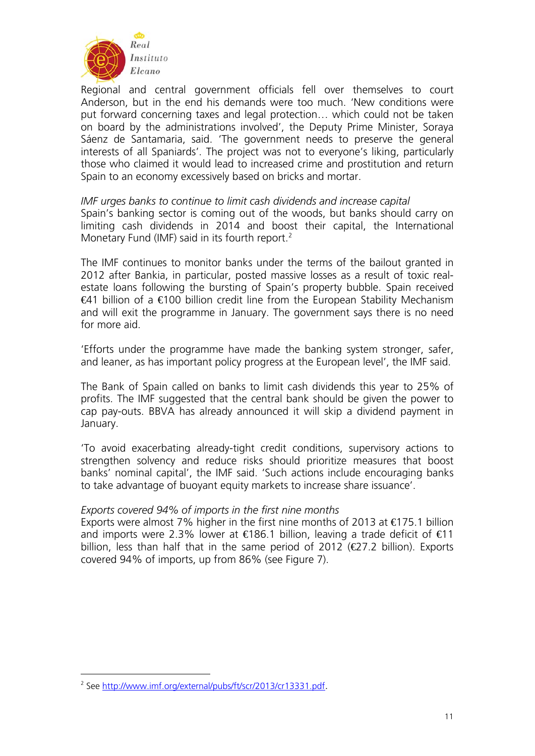Regional and central government officials fell over themselves to court Anderson, but in the end his demands were too much. 'New conditions were put forward concerning taxes and legal protection… which could not be taken on board by the administrations involved', the Deputy Prime Minister, Soraya Sáenz de Santamaria, said. 'The government needs to preserve the general interests of all Spaniards'. The project was not to everyone's liking, particularly those who claimed it would lead to increased crime and prostitution and return Spain to an economy excessively based on bricks and mortar.

*IMF urges banks to continue to limit cash dividends and increase capital*
Spain's banking sector is coming out of the woods, but banks should carry on limiting cash dividends in 2014 and boost their capital, the International Monetary Fund (IMF) said in its fourth report.[2]

The IMF continues to monitor banks under the terms of the bailout granted in 2012 after Bankia, in particular, posted massive losses as a result of toxic real-estate loans following the bursting of Spain's property bubble. Spain received €41 billion of a €100 billion credit line from the European Stability Mechanism and will exit the programme in January. The government says there is no need for more aid.

'Efforts under the programme have made the banking system stronger, safer, and leaner, as has important policy progress at the European level', the IMF said.

The Bank of Spain called on banks to limit cash dividends this year to 25% of profits. The IMF suggested that the central bank should be given the power to cap pay-outs. BBVA has already announced it will skip a dividend payment in January.

'To avoid exacerbating already-tight credit conditions, supervisory actions to strengthen solvency and reduce risks should prioritize measures that boost banks' nominal capital', the IMF said. 'Such actions include encouraging banks to take advantage of buoyant equity markets to increase share issuance'.

*Exports covered 94% of imports in the first nine months*
Exports were almost 7% higher in the first nine months of 2013 at €175.1 billion and imports were 2.3% lower at €186.1 billion, leaving a trade deficit of €11 billion, less than half that in the same period of 2012 (€27.2 billion). Exports covered 94% of imports, up from 86% (see Figure 7).

---

[2] See http://www.imf.org/external/pubs/ft/scr/2013/cr13331.pdf.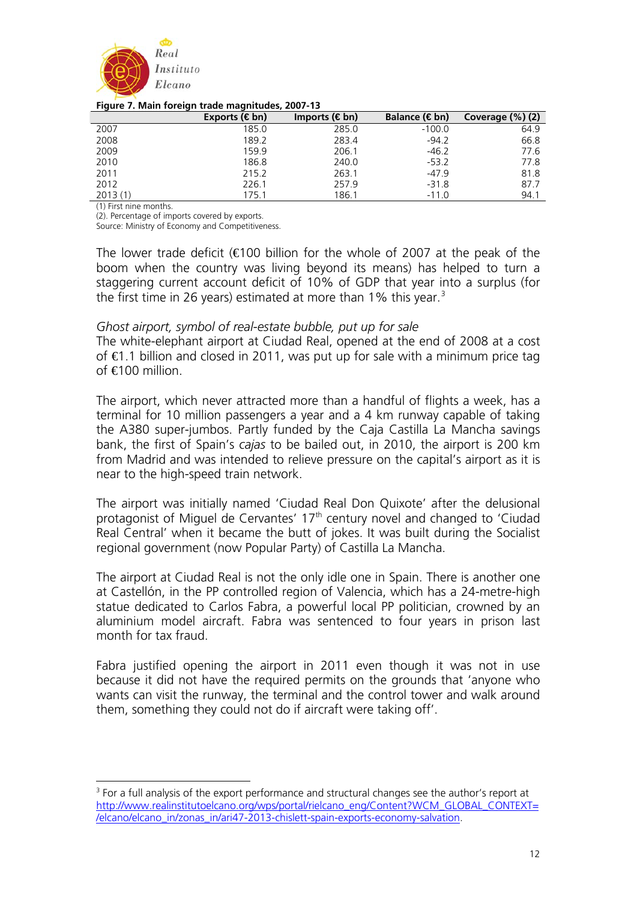**Figure 7. Main foreign trade magnitudes, 2007-13**

| | Exports (€ bn) | Imports (€ bn) | Balance (€ bn) | Coverage (%) (2) |
|---|---|---|---|---|
| 2007 | 185.0 | 285.0 | -100.0 | 64.9 |
| 2008 | 189.2 | 283.4 | -94.2 | 66.8 |
| 2009 | 159.9 | 206.1 | -46.2 | 77.6 |
| 2010 | 186.8 | 240.0 | -53.2 | 77.8 |
| 2011 | 215.2 | 263.1 | -47.9 | 81.8 |
| 2012 | 226.1 | 257.9 | -31.8 | 87.7 |
| 2013 (1) | 175.1 | 186.1 | -11.0 | 94.1 |

(1) First nine months.
(2). Percentage of imports covered by exports.
Source: Ministry of Economy and Competitiveness.

The lower trade deficit (€100 billion for the whole of 2007 at the peak of the boom when the country was living beyond its means) has helped to turn a staggering current account deficit of 10% of GDP that year into a surplus (for the first time in 26 years) estimated at more than 1% this year.[3]

*Ghost airport, symbol of real-estate bubble, put up for sale*

The white-elephant airport at Ciudad Real, opened at the end of 2008 at a cost of €1.1 billion and closed in 2011, was put up for sale with a minimum price tag of €100 million.

The airport, which never attracted more than a handful of flights a week, has a terminal for 10 million passengers a year and a 4 km runway capable of taking the A380 super-jumbos. Partly funded by the Caja Castilla La Mancha savings bank, the first of Spain's *cajas* to be bailed out, in 2010, the airport is 200 km from Madrid and was intended to relieve pressure on the capital's airport as it is near to the high-speed train network.

The airport was initially named 'Ciudad Real Don Quixote' after the delusional protagonist of Miguel de Cervantes' 17th century novel and changed to 'Ciudad Real Central' when it became the butt of jokes. It was built during the Socialist regional government (now Popular Party) of Castilla La Mancha.

The airport at Ciudad Real is not the only idle one in Spain. There is another one at Castellón, in the PP controlled region of Valencia, which has a 24-metre-high statue dedicated to Carlos Fabra, a powerful local PP politician, crowned by an aluminium model aircraft. Fabra was sentenced to four years in prison last month for tax fraud.

Fabra justified opening the airport in 2011 even though it was not in use because it did not have the required permits on the grounds that 'anyone who wants can visit the runway, the terminal and the control tower and walk around them, something they could not do if aircraft were taking off'.

---

[3] For a full analysis of the export performance and structural changes see the author's report at http://www.realinstitutoelcano.org/wps/portal/rielcano_eng/Content?WCM_GLOBAL_CONTEXT=/elcano/elcano_in/zonas_in/ari47-2013-chislett-spain-exports-economy-salvation.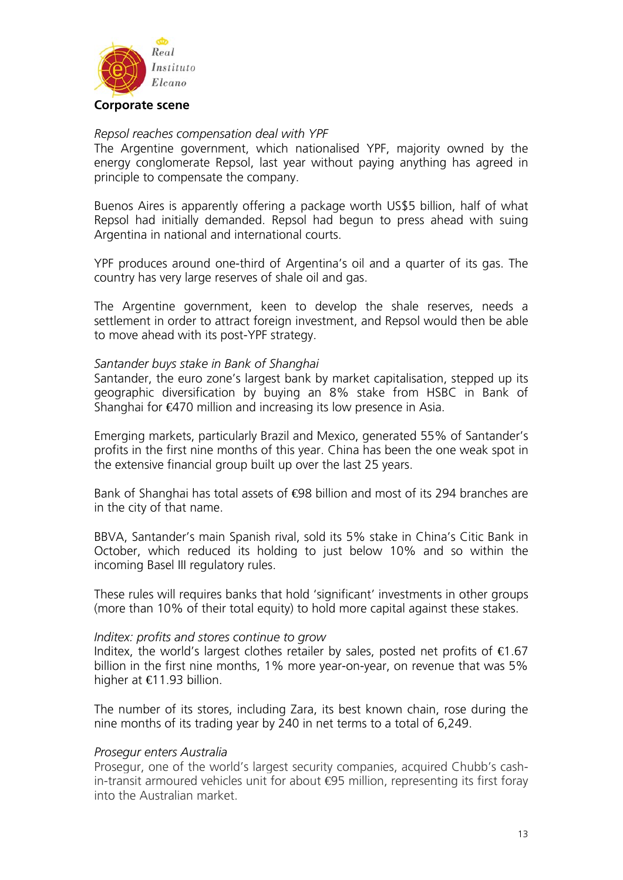## Corporate scene

*Repsol reaches compensation deal with YPF*

The Argentine government, which nationalised YPF, majority owned by the energy conglomerate Repsol, last year without paying anything has agreed in principle to compensate the company.

Buenos Aires is apparently offering a package worth US$5 billion, half of what Repsol had initially demanded. Repsol had begun to press ahead with suing Argentina in national and international courts.

YPF produces around one-third of Argentina's oil and a quarter of its gas. The country has very large reserves of shale oil and gas.

The Argentine government, keen to develop the shale reserves, needs a settlement in order to attract foreign investment, and Repsol would then be able to move ahead with its post-YPF strategy.

*Santander buys stake in Bank of Shanghai*

Santander, the euro zone's largest bank by market capitalisation, stepped up its geographic diversification by buying an 8% stake from HSBC in Bank of Shanghai for €470 million and increasing its low presence in Asia.

Emerging markets, particularly Brazil and Mexico, generated 55% of Santander's profits in the first nine months of this year. China has been the one weak spot in the extensive financial group built up over the last 25 years.

Bank of Shanghai has total assets of €98 billion and most of its 294 branches are in the city of that name.

BBVA, Santander's main Spanish rival, sold its 5% stake in China's Citic Bank in October, which reduced its holding to just below 10% and so within the incoming Basel III regulatory rules.

These rules will requires banks that hold 'significant' investments in other groups (more than 10% of their total equity) to hold more capital against these stakes.

*Inditex: profits and stores continue to grow*

Inditex, the world's largest clothes retailer by sales, posted net profits of €1.67 billion in the first nine months, 1% more year-on-year, on revenue that was 5% higher at €11.93 billion.

The number of its stores, including Zara, its best known chain, rose during the nine months of its trading year by 240 in net terms to a total of 6,249.

*Prosegur enters Australia*

Prosegur, one of the world's largest security companies, acquired Chubb's cash-in-transit armoured vehicles unit for about €95 million, representing its first foray into the Australian market.